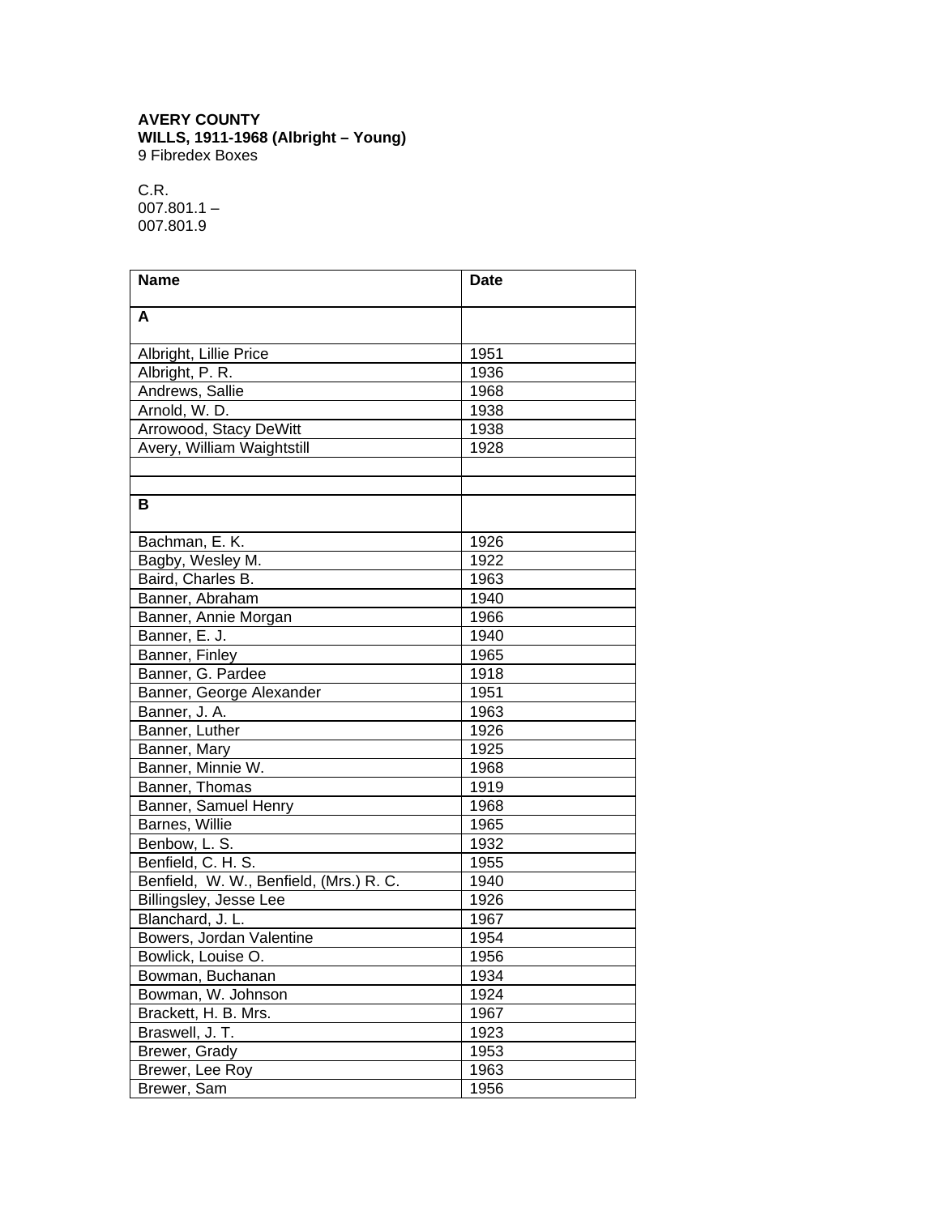**AVERY COUNTY**
**WILLS, 1911-1968 (Albright – Young)**
9 Fibredex Boxes

C.R.
007.801.1 –
007.801.9

| Name | Date |
|---|---|
| **A** | |
| Albright, Lillie Price | 1951 |
| Albright, P. R. | 1936 |
| Andrews, Sallie | 1968 |
| Arnold, W. D. | 1938 |
| Arrowood, Stacy DeWitt | 1938 |
| Avery, William Waightstill | 1928 |
| | |
| | |
| **B** | |
| Bachman, E. K. | 1926 |
| Bagby, Wesley M. | 1922 |
| Baird, Charles B. | 1963 |
| Banner, Abraham | 1940 |
| Banner, Annie Morgan | 1966 |
| Banner, E. J. | 1940 |
| Banner, Finley | 1965 |
| Banner, G. Pardee | 1918 |
| Banner, George Alexander | 1951 |
| Banner, J. A. | 1963 |
| Banner, Luther | 1926 |
| Banner, Mary | 1925 |
| Banner, Minnie W. | 1968 |
| Banner, Thomas | 1919 |
| Banner, Samuel Henry | 1968 |
| Barnes, Willie | 1965 |
| Benbow, L. S. | 1932 |
| Benfield, C. H. S. | 1955 |
| Benfield, W. W., Benfield, (Mrs.) R. C. | 1940 |
| Billingsley, Jesse Lee | 1926 |
| Blanchard, J. L. | 1967 |
| Bowers, Jordan Valentine | 1954 |
| Bowlick, Louise O. | 1956 |
| Bowman, Buchanan | 1934 |
| Bowman, W. Johnson | 1924 |
| Brackett, H. B. Mrs. | 1967 |
| Braswell, J. T. | 1923 |
| Brewer, Grady | 1953 |
| Brewer, Lee Roy | 1963 |
| Brewer, Sam | 1956 |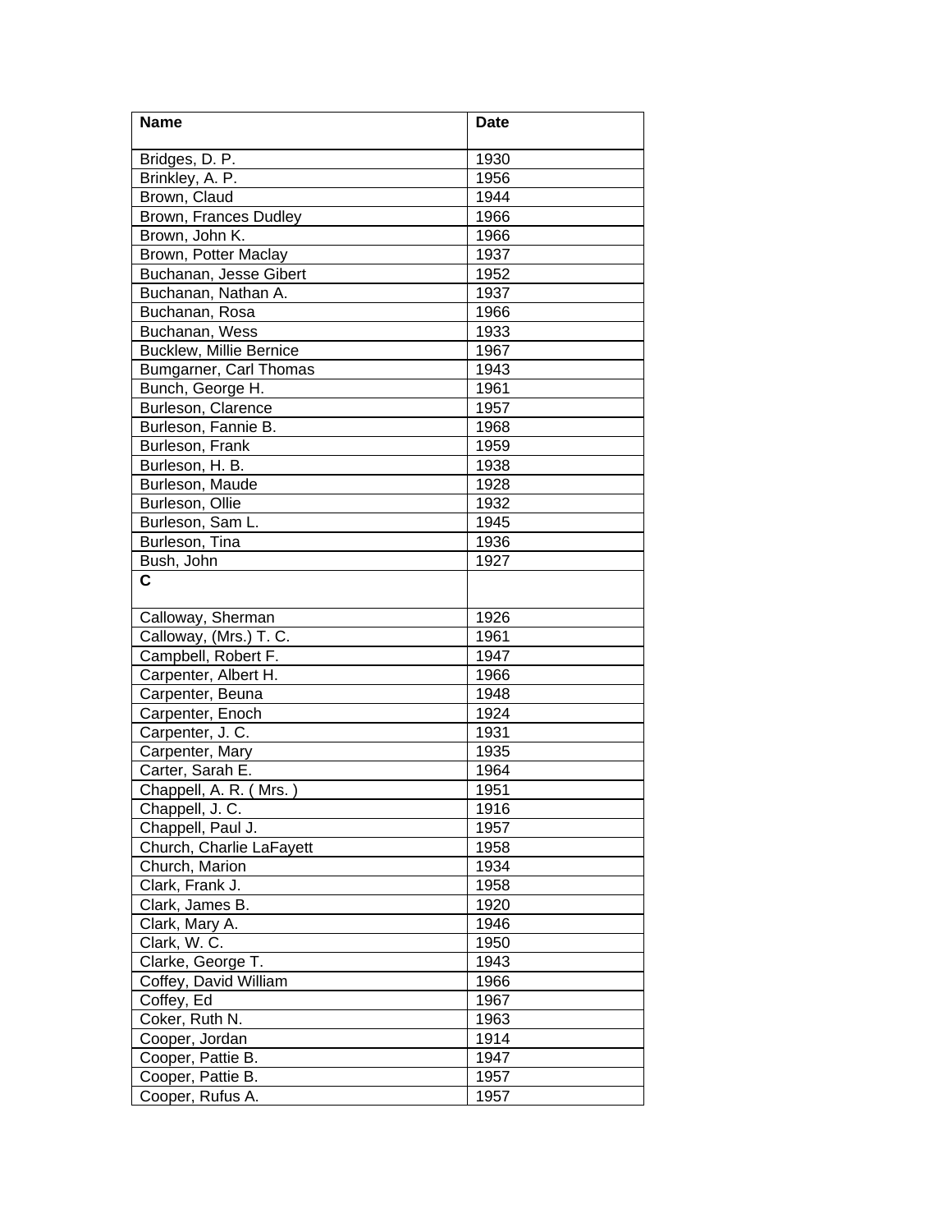| Name | Date |
| --- | --- |
| Bridges, D. P. | 1930 |
| Brinkley, A. P. | 1956 |
| Brown, Claud | 1944 |
| Brown, Frances Dudley | 1966 |
| Brown, John K. | 1966 |
| Brown, Potter Maclay | 1937 |
| Buchanan, Jesse Gibert | 1952 |
| Buchanan, Nathan A. | 1937 |
| Buchanan, Rosa | 1966 |
| Buchanan, Wess | 1933 |
| Bucklew, Millie Bernice | 1967 |
| Bumgarner, Carl Thomas | 1943 |
| Bunch, George H. | 1961 |
| Burleson, Clarence | 1957 |
| Burleson, Fannie B. | 1968 |
| Burleson, Frank | 1959 |
| Burleson, H. B. | 1938 |
| Burleson, Maude | 1928 |
| Burleson, Ollie | 1932 |
| Burleson, Sam L. | 1945 |
| Burleson, Tina | 1936 |
| Bush, John | 1927 |
| **C** | |
| Calloway, Sherman | 1926 |
| Calloway, (Mrs.) T. C. | 1961 |
| Campbell, Robert F. | 1947 |
| Carpenter, Albert H. | 1966 |
| Carpenter, Beuna | 1948 |
| Carpenter, Enoch | 1924 |
| Carpenter, J. C. | 1931 |
| Carpenter, Mary | 1935 |
| Carter, Sarah E. | 1964 |
| Chappell, A. R. ( Mrs. ) | 1951 |
| Chappell, J. C. | 1916 |
| Chappell, Paul J. | 1957 |
| Church, Charlie LaFayett | 1958 |
| Church, Marion | 1934 |
| Clark, Frank J. | 1958 |
| Clark, James B. | 1920 |
| Clark, Mary A. | 1946 |
| Clark, W. C. | 1950 |
| Clarke, George T. | 1943 |
| Coffey, David William | 1966 |
| Coffey, Ed | 1967 |
| Coker, Ruth N. | 1963 |
| Cooper, Jordan | 1914 |
| Cooper, Pattie B. | 1947 |
| Cooper, Pattie B. | 1957 |
| Cooper, Rufus A. | 1957 |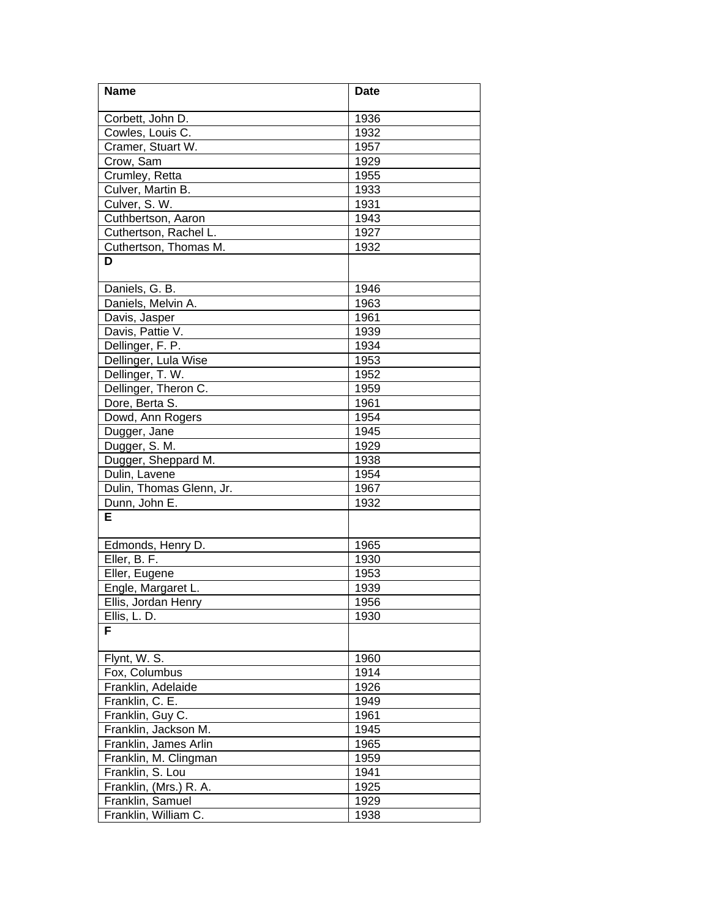| Name | Date |
|---|---|
| Corbett, John D. | 1936 |
| Cowles, Louis C. | 1932 |
| Cramer, Stuart W. | 1957 |
| Crow, Sam | 1929 |
| Crumley, Retta | 1955 |
| Culver, Martin B. | 1933 |
| Culver, S. W. | 1931 |
| Cuthbertson, Aaron | 1943 |
| Cuthertson, Rachel L. | 1927 |
| Cuthertson, Thomas M. | 1932 |
| **D** | |
| Daniels, G. B. | 1946 |
| Daniels, Melvin A. | 1963 |
| Davis, Jasper | 1961 |
| Davis, Pattie V. | 1939 |
| Dellinger, F. P. | 1934 |
| Dellinger, Lula Wise | 1953 |
| Dellinger, T. W. | 1952 |
| Dellinger, Theron C. | 1959 |
| Dore, Berta S. | 1961 |
| Dowd, Ann Rogers | 1954 |
| Dugger, Jane | 1945 |
| Dugger, S. M. | 1929 |
| Dugger, Sheppard M. | 1938 |
| Dulin, Lavene | 1954 |
| Dulin, Thomas Glenn, Jr. | 1967 |
| Dunn, John E. | 1932 |
| **E** | |
| Edmonds, Henry D. | 1965 |
| Eller, B. F. | 1930 |
| Eller, Eugene | 1953 |
| Engle, Margaret L. | 1939 |
| Ellis, Jordan Henry | 1956 |
| Ellis, L. D. | 1930 |
| **F** | |
| Flynt, W. S. | 1960 |
| Fox, Columbus | 1914 |
| Franklin, Adelaide | 1926 |
| Franklin, C. E. | 1949 |
| Franklin, Guy C. | 1961 |
| Franklin, Jackson M. | 1945 |
| Franklin, James Arlin | 1965 |
| Franklin, M. Clingman | 1959 |
| Franklin, S. Lou | 1941 |
| Franklin, (Mrs.) R. A. | 1925 |
| Franklin, Samuel | 1929 |
| Franklin, William C. | 1938 |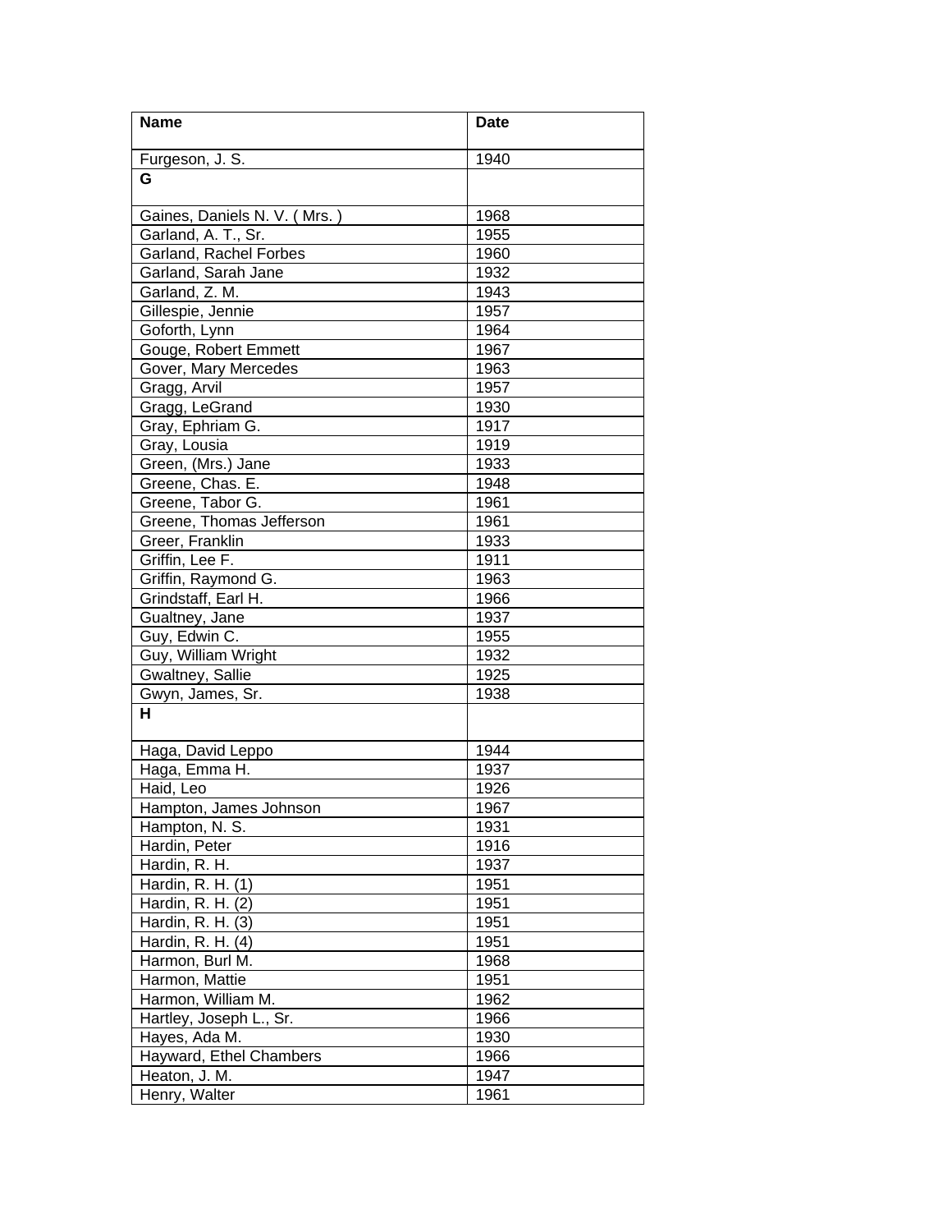| Name | Date |
| --- | --- |
| Furgeson, J. S. | 1940 |
| **G** | |
| Gaines, Daniels N. V. ( Mrs. ) | 1968 |
| Garland, A. T., Sr. | 1955 |
| Garland, Rachel Forbes | 1960 |
| Garland, Sarah Jane | 1932 |
| Garland, Z. M. | 1943 |
| Gillespie, Jennie | 1957 |
| Goforth, Lynn | 1964 |
| Gouge, Robert Emmett | 1967 |
| Gover, Mary Mercedes | 1963 |
| Gragg, Arvil | 1957 |
| Gragg, LeGrand | 1930 |
| Gray, Ephriam G. | 1917 |
| Gray, Lousia | 1919 |
| Green, (Mrs.) Jane | 1933 |
| Greene, Chas. E. | 1948 |
| Greene, Tabor G. | 1961 |
| Greene, Thomas Jefferson | 1961 |
| Greer, Franklin | 1933 |
| Griffin, Lee F. | 1911 |
| Griffin, Raymond G. | 1963 |
| Grindstaff, Earl H. | 1966 |
| Gualtney, Jane | 1937 |
| Guy, Edwin C. | 1955 |
| Guy, William Wright | 1932 |
| Gwaltney, Sallie | 1925 |
| Gwyn, James, Sr. | 1938 |
| **H** | |
| Haga, David Leppo | 1944 |
| Haga, Emma H. | 1937 |
| Haid, Leo | 1926 |
| Hampton, James Johnson | 1967 |
| Hampton, N. S. | 1931 |
| Hardin, Peter | 1916 |
| Hardin, R. H. | 1937 |
| Hardin, R. H. (1) | 1951 |
| Hardin, R. H. (2) | 1951 |
| Hardin, R. H. (3) | 1951 |
| Hardin, R. H. (4) | 1951 |
| Harmon, Burl M. | 1968 |
| Harmon, Mattie | 1951 |
| Harmon, William M. | 1962 |
| Hartley, Joseph L., Sr. | 1966 |
| Hayes, Ada M. | 1930 |
| Hayward, Ethel Chambers | 1966 |
| Heaton, J. M. | 1947 |
| Henry, Walter | 1961 |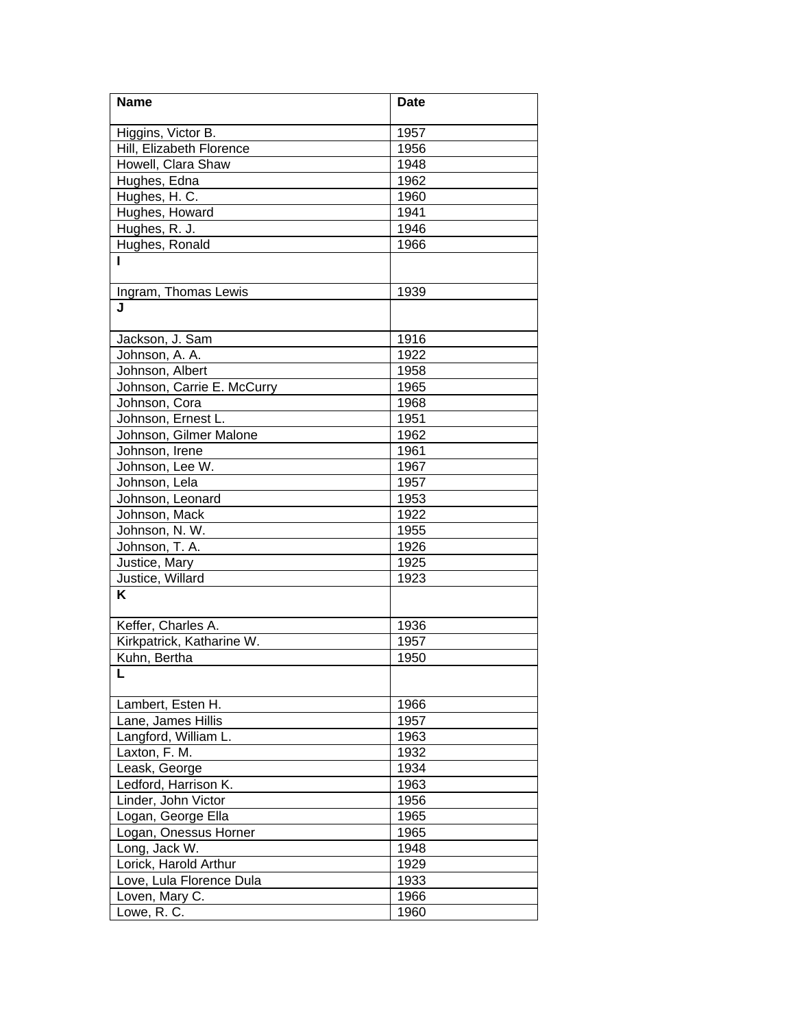| **Name** | **Date** |
| --- | --- |
| Higgins, Victor B. | 1957 |
| Hill, Elizabeth Florence | 1956 |
| Howell, Clara Shaw | 1948 |
| Hughes, Edna | 1962 |
| Hughes, H. C. | 1960 |
| Hughes, Howard | 1941 |
| Hughes, R. J. | 1946 |
| Hughes, Ronald | 1966 |
| **I** | |
| Ingram, Thomas Lewis | 1939 |
| **J** | |
| Jackson, J. Sam | 1916 |
| Johnson, A. A. | 1922 |
| Johnson, Albert | 1958 |
| Johnson, Carrie E. McCurry | 1965 |
| Johnson, Cora | 1968 |
| Johnson, Ernest L. | 1951 |
| Johnson, Gilmer Malone | 1962 |
| Johnson, Irene | 1961 |
| Johnson, Lee W. | 1967 |
| Johnson, Lela | 1957 |
| Johnson, Leonard | 1953 |
| Johnson, Mack | 1922 |
| Johnson, N. W. | 1955 |
| Johnson, T. A. | 1926 |
| Justice, Mary | 1925 |
| Justice, Willard | 1923 |
| **K** | |
| Keffer, Charles A. | 1936 |
| Kirkpatrick, Katharine W. | 1957 |
| Kuhn, Bertha | 1950 |
| **L** | |
| Lambert, Esten H. | 1966 |
| Lane, James Hillis | 1957 |
| Langford, William L. | 1963 |
| Laxton, F. M. | 1932 |
| Leask, George | 1934 |
| Ledford, Harrison K. | 1963 |
| Linder, John Victor | 1956 |
| Logan, George Ella | 1965 |
| Logan, Onessus Horner | 1965 |
| Long, Jack W. | 1948 |
| Lorick, Harold Arthur | 1929 |
| Love, Lula Florence Dula | 1933 |
| Loven, Mary C. | 1966 |
| Lowe, R. C. | 1960 |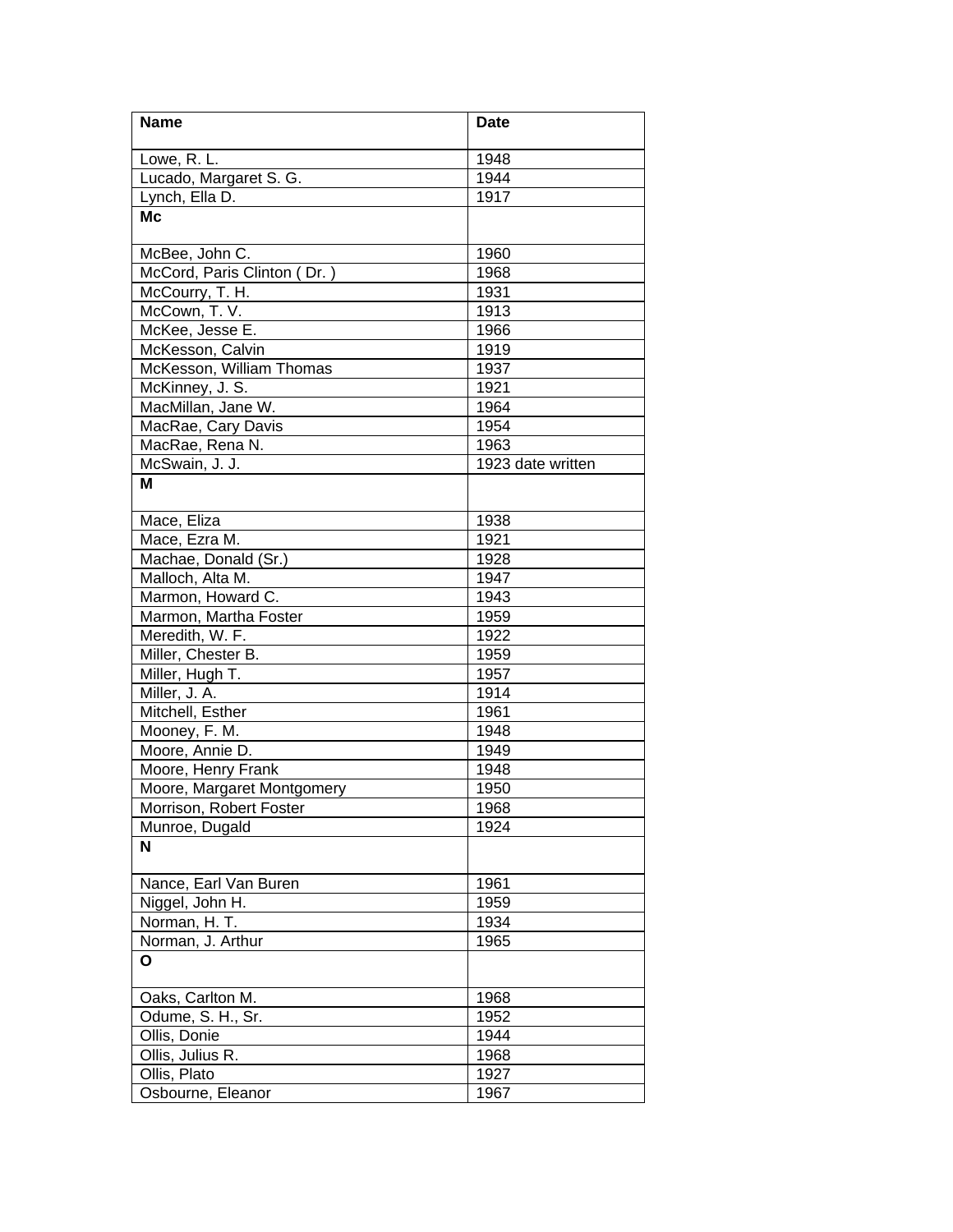| Name | Date |
| --- | --- |
| Lowe, R. L. | 1948 |
| Lucado, Margaret S. G. | 1944 |
| Lynch, Ella D. | 1917 |
| **Mc** | |
| McBee, John C. | 1960 |
| McCord, Paris Clinton ( Dr. ) | 1968 |
| McCourry, T. H. | 1931 |
| McCown, T. V. | 1913 |
| McKee, Jesse E. | 1966 |
| McKesson, Calvin | 1919 |
| McKesson, William Thomas | 1937 |
| McKinney, J. S. | 1921 |
| MacMillan, Jane W. | 1964 |
| MacRae, Cary Davis | 1954 |
| MacRae, Rena N. | 1963 |
| McSwain, J. J. | 1923 date written |
| **M** | |
| Mace, Eliza | 1938 |
| Mace, Ezra M. | 1921 |
| Machae, Donald (Sr.) | 1928 |
| Malloch, Alta M. | 1947 |
| Marmon, Howard C. | 1943 |
| Marmon, Martha Foster | 1959 |
| Meredith, W. F. | 1922 |
| Miller, Chester B. | 1959 |
| Miller, Hugh T. | 1957 |
| Miller, J. A. | 1914 |
| Mitchell, Esther | 1961 |
| Mooney, F. M. | 1948 |
| Moore, Annie D. | 1949 |
| Moore, Henry Frank | 1948 |
| Moore, Margaret Montgomery | 1950 |
| Morrison, Robert Foster | 1968 |
| Munroe, Dugald | 1924 |
| **N** | |
| Nance, Earl Van Buren | 1961 |
| Niggel, John H. | 1959 |
| Norman, H. T. | 1934 |
| Norman, J. Arthur | 1965 |
| **O** | |
| Oaks, Carlton M. | 1968 |
| Odume, S. H., Sr. | 1952 |
| Ollis, Donie | 1944 |
| Ollis, Julius R. | 1968 |
| Ollis, Plato | 1927 |
| Osbourne, Eleanor | 1967 |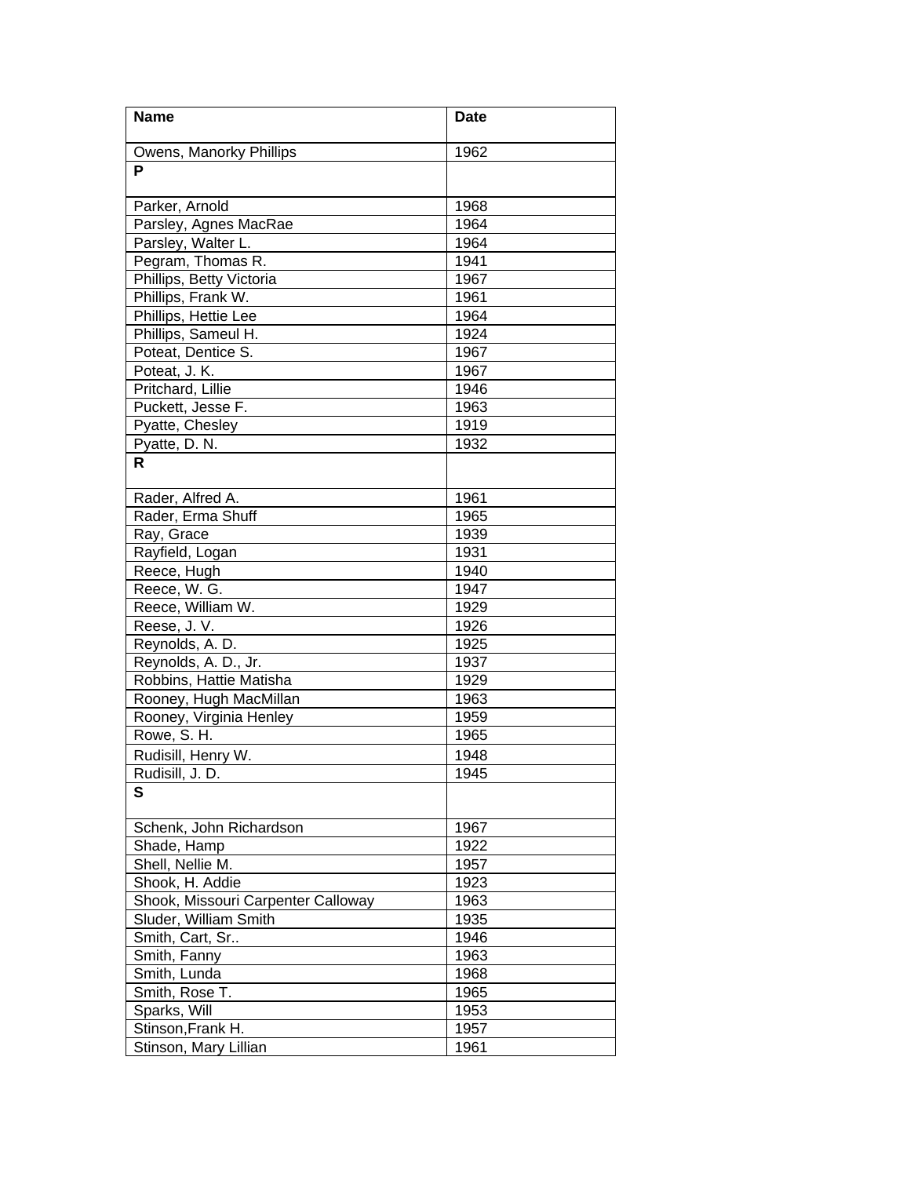| **Name** | **Date** |
|---|---|
| Owens, Manorky Phillips | 1962 |
| **P** | |
| Parker, Arnold | 1968 |
| Parsley, Agnes MacRae | 1964 |
| Parsley, Walter L. | 1964 |
| Pegram, Thomas R. | 1941 |
| Phillips, Betty Victoria | 1967 |
| Phillips, Frank W. | 1961 |
| Phillips, Hettie Lee | 1964 |
| Phillips, Sameul H. | 1924 |
| Poteat, Dentice S. | 1967 |
| Poteat, J. K. | 1967 |
| Pritchard, Lillie | 1946 |
| Puckett, Jesse F. | 1963 |
| Pyatte, Chesley | 1919 |
| Pyatte, D. N. | 1932 |
| **R** | |
| Rader, Alfred A. | 1961 |
| Rader, Erma Shuff | 1965 |
| Ray, Grace | 1939 |
| Rayfield, Logan | 1931 |
| Reece, Hugh | 1940 |
| Reece, W. G. | 1947 |
| Reece, William W. | 1929 |
| Reese, J. V. | 1926 |
| Reynolds, A. D. | 1925 |
| Reynolds, A. D., Jr. | 1937 |
| Robbins, Hattie Matisha | 1929 |
| Rooney, Hugh MacMillan | 1963 |
| Rooney, Virginia Henley | 1959 |
| Rowe, S. H. | 1965 |
| Rudisill, Henry W. | 1948 |
| Rudisill, J. D. | 1945 |
| **S** | |
| Schenk, John Richardson | 1967 |
| Shade, Hamp | 1922 |
| Shell, Nellie M. | 1957 |
| Shook, H. Addie | 1923 |
| Shook, Missouri Carpenter Calloway | 1963 |
| Sluder, William Smith | 1935 |
| Smith, Cart, Sr.. | 1946 |
| Smith, Fanny | 1963 |
| Smith, Lunda | 1968 |
| Smith, Rose T. | 1965 |
| Sparks, Will | 1953 |
| Stinson,Frank H. | 1957 |
| Stinson, Mary Lillian | 1961 |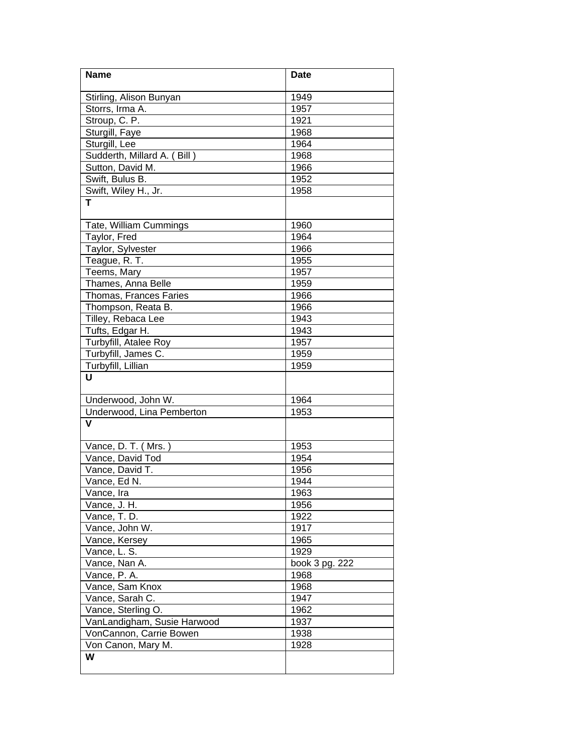| Name | Date |
|---|---|
| Stirling, Alison Bunyan | 1949 |
| Storrs, Irma A. | 1957 |
| Stroup, C. P. | 1921 |
| Sturgill, Faye | 1968 |
| Sturgill, Lee | 1964 |
| Sudderth, Millard A. ( Bill ) | 1968 |
| Sutton, David M. | 1966 |
| Swift, Bulus B. | 1952 |
| Swift, Wiley H., Jr. | 1958 |
| **T** | |
| Tate, William Cummings | 1960 |
| Taylor, Fred | 1964 |
| Taylor, Sylvester | 1966 |
| Teague, R. T. | 1955 |
| Teems, Mary | 1957 |
| Thames, Anna Belle | 1959 |
| Thomas, Frances Faries | 1966 |
| Thompson, Reata B. | 1966 |
| Tilley, Rebaca Lee | 1943 |
| Tufts, Edgar H. | 1943 |
| Turbyfill, Atalee Roy | 1957 |
| Turbyfill, James C. | 1959 |
| Turbyfill, Lillian | 1959 |
| **U** | |
| Underwood, John W. | 1964 |
| Underwood, Lina Pemberton | 1953 |
| **V** | |
| Vance, D. T. ( Mrs. ) | 1953 |
| Vance, David Tod | 1954 |
| Vance, David T. | 1956 |
| Vance, Ed N. | 1944 |
| Vance, Ira | 1963 |
| Vance, J. H. | 1956 |
| Vance, T. D. | 1922 |
| Vance, John W. | 1917 |
| Vance, Kersey | 1965 |
| Vance, L. S. | 1929 |
| Vance, Nan A. | book 3 pg. 222 |
| Vance, P. A. | 1968 |
| Vance, Sam Knox | 1968 |
| Vance, Sarah C. | 1947 |
| Vance, Sterling O. | 1962 |
| VanLandigham, Susie Harwood | 1937 |
| VonCannon, Carrie Bowen | 1938 |
| Von Canon, Mary M. | 1928 |
| **W** | |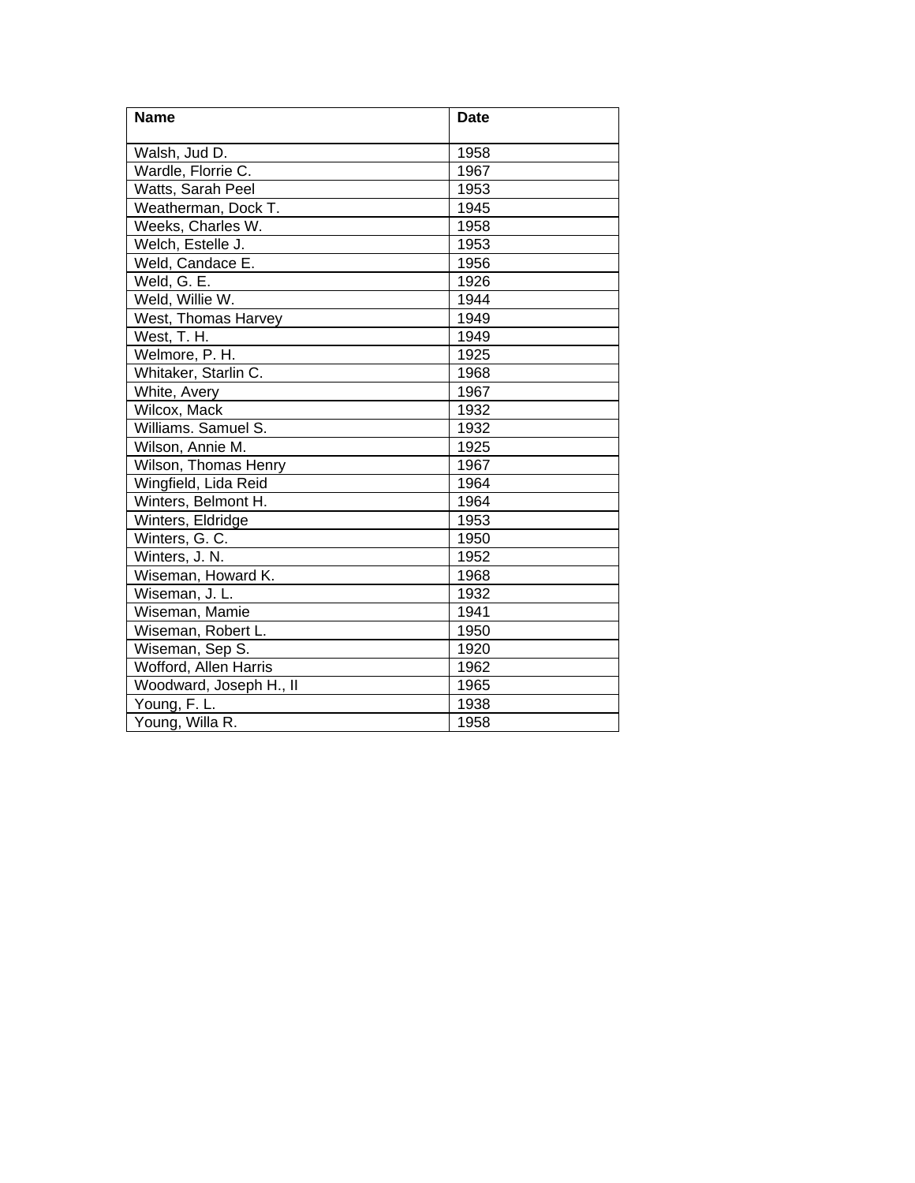| Name | Date |
|---|---|
| Walsh, Jud D. | 1958 |
| Wardle, Florrie C. | 1967 |
| Watts, Sarah Peel | 1953 |
| Weatherman, Dock T. | 1945 |
| Weeks, Charles W. | 1958 |
| Welch, Estelle J. | 1953 |
| Weld, Candace E. | 1956 |
| Weld, G. E. | 1926 |
| Weld, Willie W. | 1944 |
| West, Thomas Harvey | 1949 |
| West, T. H. | 1949 |
| Welmore, P. H. | 1925 |
| Whitaker, Starlin C. | 1968 |
| White, Avery | 1967 |
| Wilcox, Mack | 1932 |
| Williams. Samuel S. | 1932 |
| Wilson, Annie M. | 1925 |
| Wilson, Thomas Henry | 1967 |
| Wingfield, Lida Reid | 1964 |
| Winters, Belmont H. | 1964 |
| Winters, Eldridge | 1953 |
| Winters, G. C. | 1950 |
| Winters, J. N. | 1952 |
| Wiseman, Howard K. | 1968 |
| Wiseman, J. L. | 1932 |
| Wiseman, Mamie | 1941 |
| Wiseman, Robert L. | 1950 |
| Wiseman, Sep S. | 1920 |
| Wofford, Allen Harris | 1962 |
| Woodward, Joseph H., II | 1965 |
| Young, F. L. | 1938 |
| Young, Willa R. | 1958 |